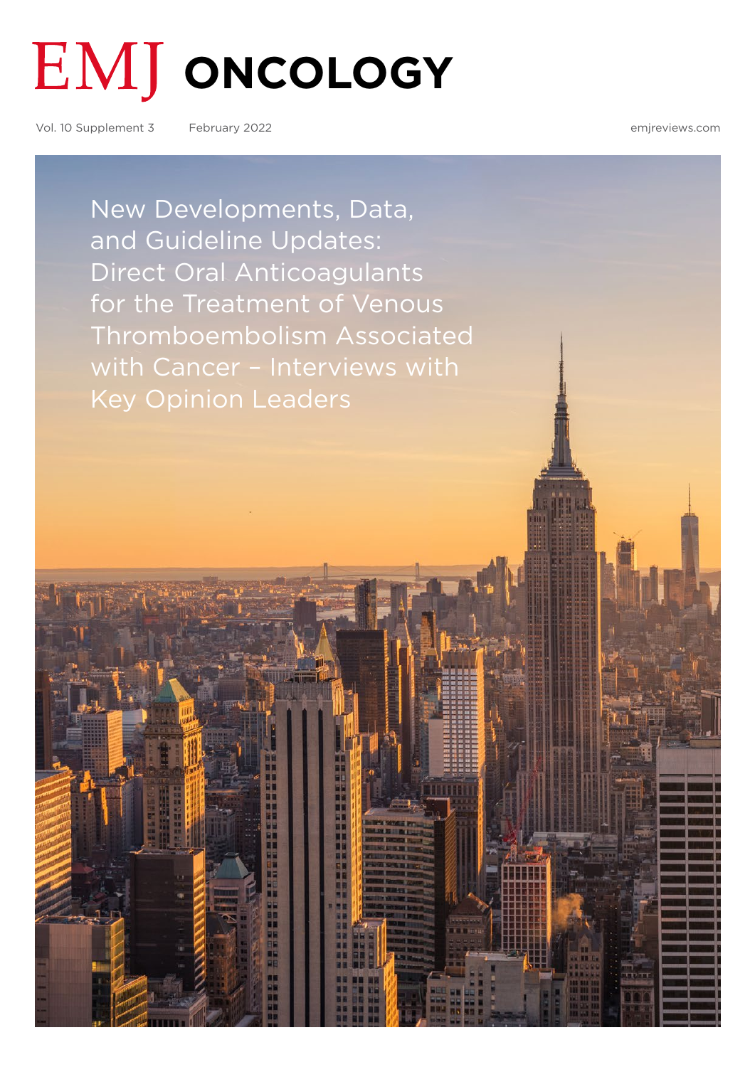# EMJ ONCOLOGY

Vol. 10 Supplement 3 February 2022 emjreviews.com

## New Developments, Data, and Guideline Updates: Direct Oral Anticoagulants for the Treatment of Venous Thromboembolism Associated with Cancer – Interviews with Key Opinion Leaders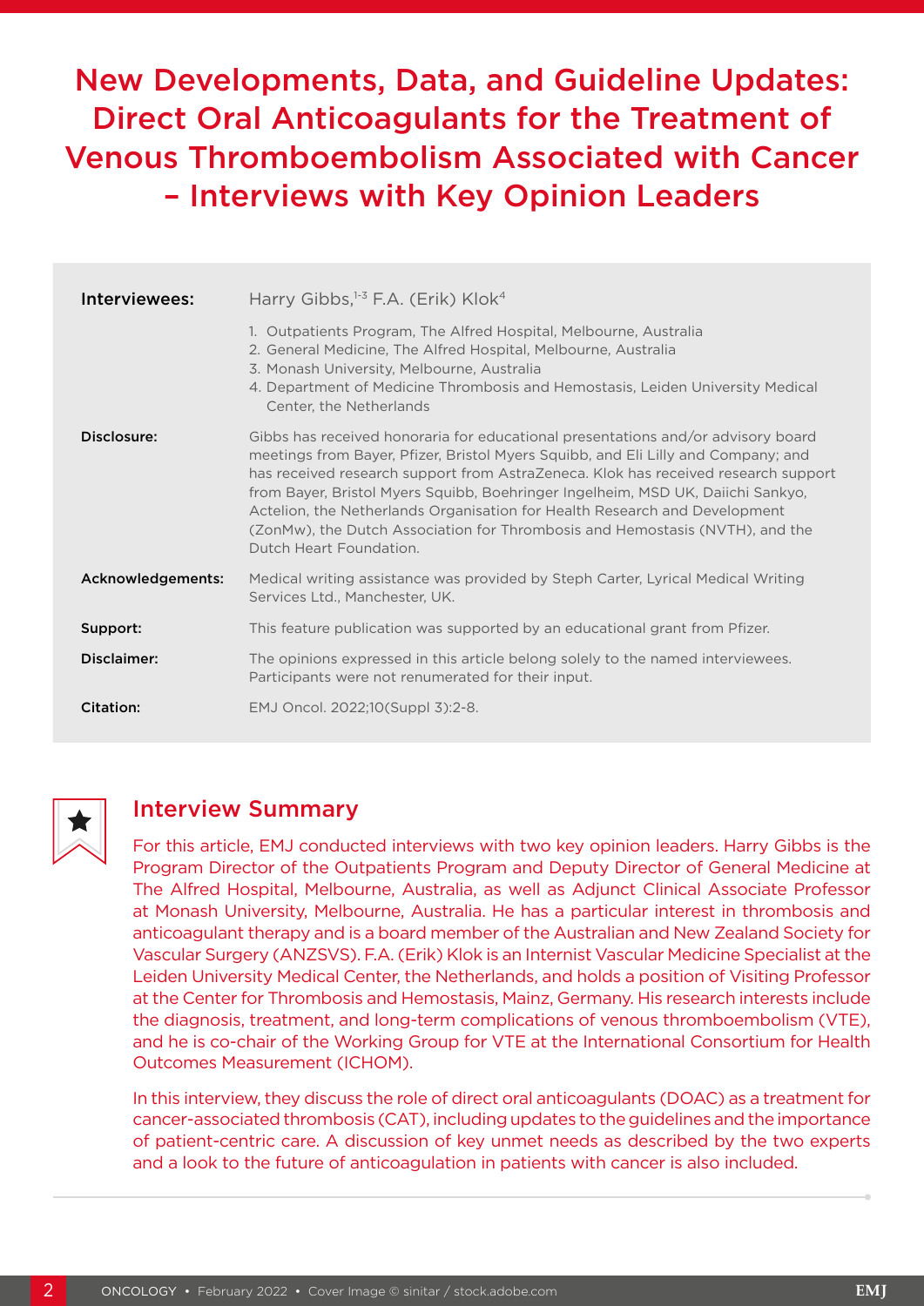# New Developments, Data, and Guideline Updates: Direct Oral Anticoagulants for the Treatment of Venous Thromboembolism Associated with Cancer – Interviews with Key Opinion Leaders

**Interviewees:** Harry Gibbs,[1-3] F.A. (Erik) Klok[4]

1. Outpatients Program, The Alfred Hospital, Melbourne, Australia
2. General Medicine, The Alfred Hospital, Melbourne, Australia
3. Monash University, Melbourne, Australia
4. Department of Medicine Thrombosis and Hemostasis, Leiden University Medical Center, the Netherlands

**Disclosure:** Gibbs has received honoraria for educational presentations and/or advisory board meetings from Bayer, Pfizer, Bristol Myers Squibb, and Eli Lilly and Company; and has received research support from AstraZeneca. Klok has received research support from Bayer, Bristol Myers Squibb, Boehringer Ingelheim, MSD UK, Daiichi Sankyo, Actelion, the Netherlands Organisation for Health Research and Development (ZonMw), the Dutch Association for Thrombosis and Hemostasis (NVTH), and the Dutch Heart Foundation.

**Acknowledgements:** Medical writing assistance was provided by Steph Carter, Lyrical Medical Writing Services Ltd., Manchester, UK.

**Support:** This feature publication was supported by an educational grant from Pfizer.

**Disclaimer:** The opinions expressed in this article belong solely to the named interviewees. Participants were not renumerated for their input.

**Citation:** EMJ Oncol. 2022;10(Suppl 3):2-8.

## Interview Summary

For this article, EMJ conducted interviews with two key opinion leaders. Harry Gibbs is the Program Director of the Outpatients Program and Deputy Director of General Medicine at The Alfred Hospital, Melbourne, Australia, as well as Adjunct Clinical Associate Professor at Monash University, Melbourne, Australia. He has a particular interest in thrombosis and anticoagulant therapy and is a board member of the Australian and New Zealand Society for Vascular Surgery (ANZSVS). F.A. (Erik) Klok is an Internist Vascular Medicine Specialist at the Leiden University Medical Center, the Netherlands, and holds a position of Visiting Professor at the Center for Thrombosis and Hemostasis, Mainz, Germany. His research interests include the diagnosis, treatment, and long-term complications of venous thromboembolism (VTE), and he is co-chair of the Working Group for VTE at the International Consortium for Health Outcomes Measurement (ICHOM).

In this interview, they discuss the role of direct oral anticoagulants (DOAC) as a treatment for cancer-associated thrombosis (CAT), including updates to the guidelines and the importance of patient-centric care. A discussion of key unmet needs as described by the two experts and a look to the future of anticoagulation in patients with cancer is also included.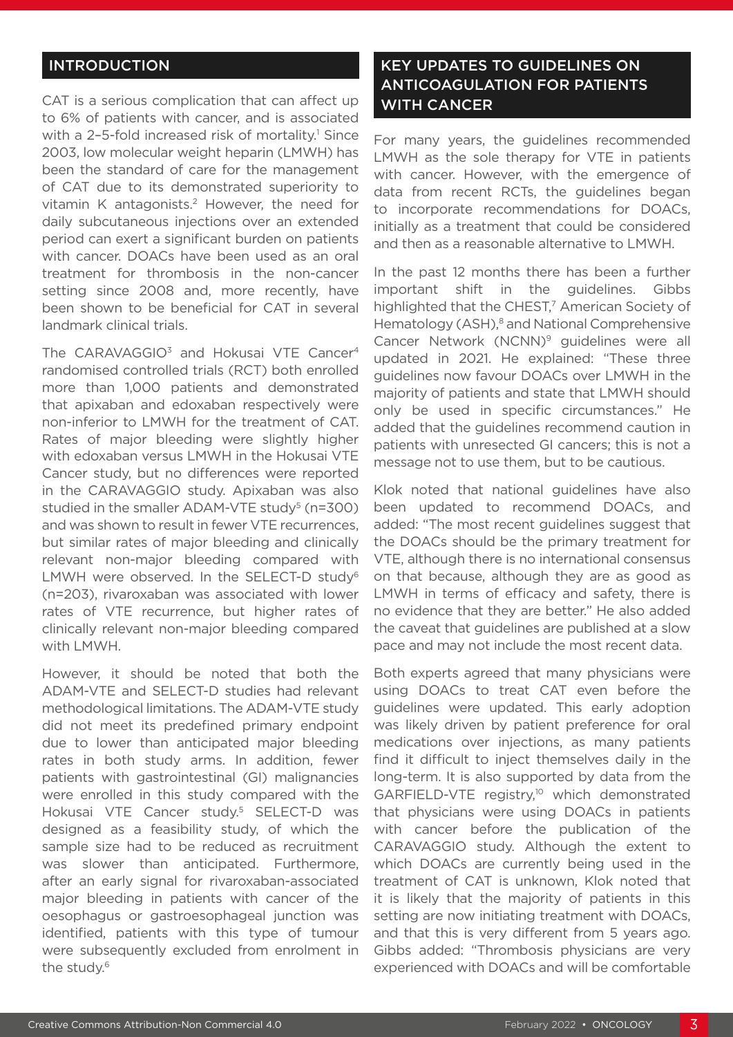## INTRODUCTION

CAT is a serious complication that can affect up to 6% of patients with cancer, and is associated with a 2–5-fold increased risk of mortality.[1] Since 2003, low molecular weight heparin (LMWH) has been the standard of care for the management of CAT due to its demonstrated superiority to vitamin K antagonists.[2] However, the need for daily subcutaneous injections over an extended period can exert a significant burden on patients with cancer. DOACs have been used as an oral treatment for thrombosis in the non-cancer setting since 2008 and, more recently, have been shown to be beneficial for CAT in several landmark clinical trials.

The CARAVAGGIO[3] and Hokusai VTE Cancer[4] randomised controlled trials (RCT) both enrolled more than 1,000 patients and demonstrated that apixaban and edoxaban respectively were non-inferior to LMWH for the treatment of CAT. Rates of major bleeding were slightly higher with edoxaban versus LMWH in the Hokusai VTE Cancer study, but no differences were reported in the CARAVAGGIO study. Apixaban was also studied in the smaller ADAM-VTE study[5] (n=300) and was shown to result in fewer VTE recurrences, but similar rates of major bleeding and clinically relevant non-major bleeding compared with LMWH were observed. In the SELECT-D study[6] (n=203), rivaroxaban was associated with lower rates of VTE recurrence, but higher rates of clinically relevant non-major bleeding compared with LMWH.

However, it should be noted that both the ADAM-VTE and SELECT-D studies had relevant methodological limitations. The ADAM-VTE study did not meet its predefined primary endpoint due to lower than anticipated major bleeding rates in both study arms. In addition, fewer patients with gastrointestinal (GI) malignancies were enrolled in this study compared with the Hokusai VTE Cancer study.[5] SELECT-D was designed as a feasibility study, of which the sample size had to be reduced as recruitment was slower than anticipated. Furthermore, after an early signal for rivaroxaban-associated major bleeding in patients with cancer of the oesophagus or gastroesophageal junction was identified, patients with this type of tumour were subsequently excluded from enrolment in the study.[6]

## KEY UPDATES TO GUIDELINES ON ANTICOAGULATION FOR PATIENTS WITH CANCER

For many years, the guidelines recommended LMWH as the sole therapy for VTE in patients with cancer. However, with the emergence of data from recent RCTs, the guidelines began to incorporate recommendations for DOACs, initially as a treatment that could be considered and then as a reasonable alternative to LMWH.

In the past 12 months there has been a further important shift in the guidelines. Gibbs highlighted that the CHEST,[7] American Society of Hematology (ASH),[8] and National Comprehensive Cancer Network (NCNN)[9] guidelines were all updated in 2021. He explained: "These three guidelines now favour DOACs over LMWH in the majority of patients and state that LMWH should only be used in specific circumstances." He added that the guidelines recommend caution in patients with unresected GI cancers; this is not a message not to use them, but to be cautious.

Klok noted that national guidelines have also been updated to recommend DOACs, and added: "The most recent guidelines suggest that the DOACs should be the primary treatment for VTE, although there is no international consensus on that because, although they are as good as LMWH in terms of efficacy and safety, there is no evidence that they are better." He also added the caveat that guidelines are published at a slow pace and may not include the most recent data.

Both experts agreed that many physicians were using DOACs to treat CAT even before the guidelines were updated. This early adoption was likely driven by patient preference for oral medications over injections, as many patients find it difficult to inject themselves daily in the long-term. It is also supported by data from the GARFIELD-VTE registry,[10] which demonstrated that physicians were using DOACs in patients with cancer before the publication of the CARAVAGGIO study. Although the extent to which DOACs are currently being used in the treatment of CAT is unknown, Klok noted that it is likely that the majority of patients in this setting are now initiating treatment with DOACs, and that this is very different from 5 years ago. Gibbs added: "Thrombosis physicians are very experienced with DOACs and will be comfortable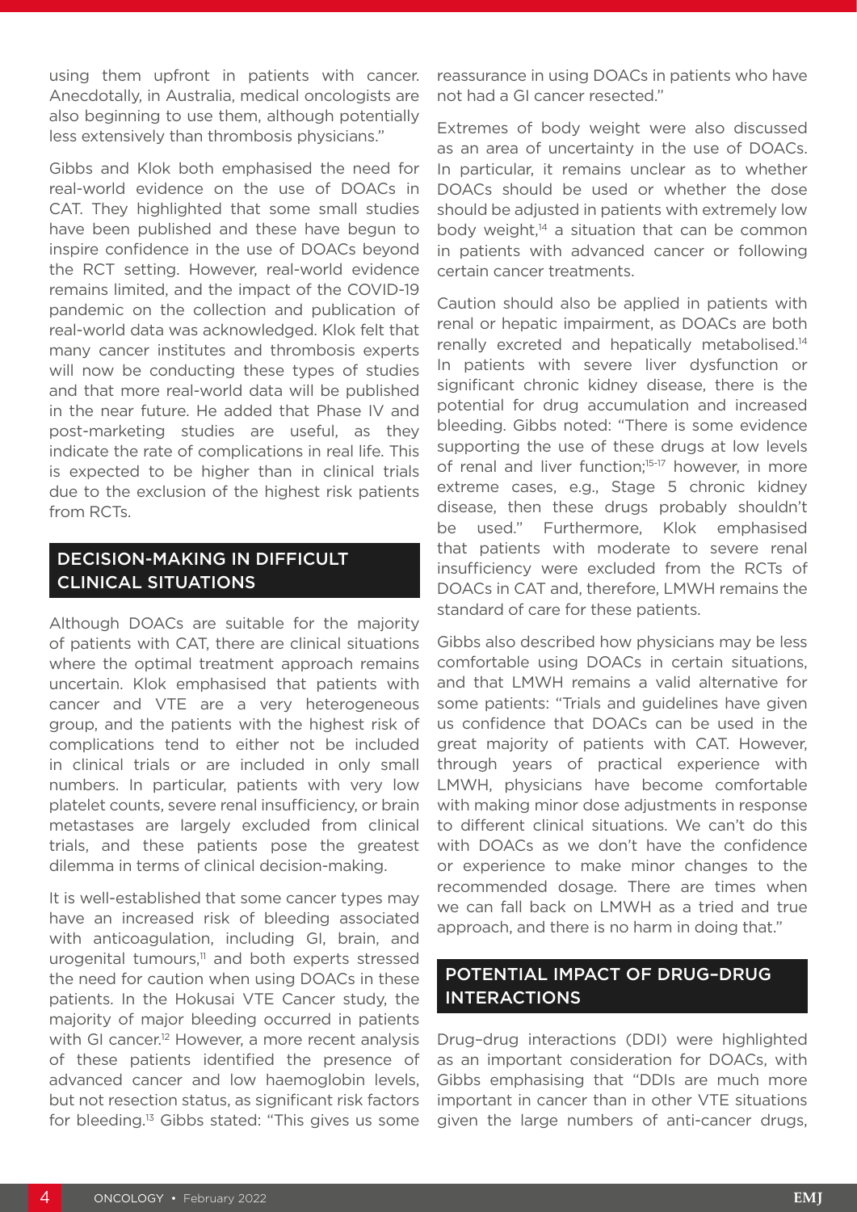using them upfront in patients with cancer. Anecdotally, in Australia, medical oncologists are also beginning to use them, although potentially less extensively than thrombosis physicians."

Gibbs and Klok both emphasised the need for real-world evidence on the use of DOACs in CAT. They highlighted that some small studies have been published and these have begun to inspire confidence in the use of DOACs beyond the RCT setting. However, real-world evidence remains limited, and the impact of the COVID-19 pandemic on the collection and publication of real-world data was acknowledged. Klok felt that many cancer institutes and thrombosis experts will now be conducting these types of studies and that more real-world data will be published in the near future. He added that Phase IV and post-marketing studies are useful, as they indicate the rate of complications in real life. This is expected to be higher than in clinical trials due to the exclusion of the highest risk patients from RCTs.

## DECISION-MAKING IN DIFFICULT CLINICAL SITUATIONS

Although DOACs are suitable for the majority of patients with CAT, there are clinical situations where the optimal treatment approach remains uncertain. Klok emphasised that patients with cancer and VTE are a very heterogeneous group, and the patients with the highest risk of complications tend to either not be included in clinical trials or are included in only small numbers. In particular, patients with very low platelet counts, severe renal insufficiency, or brain metastases are largely excluded from clinical trials, and these patients pose the greatest dilemma in terms of clinical decision-making.

It is well-established that some cancer types may have an increased risk of bleeding associated with anticoagulation, including GI, brain, and urogenital tumours,[11] and both experts stressed the need for caution when using DOACs in these patients. In the Hokusai VTE Cancer study, the majority of major bleeding occurred in patients with GI cancer.[12] However, a more recent analysis of these patients identified the presence of advanced cancer and low haemoglobin levels, but not resection status, as significant risk factors for bleeding.[13] Gibbs stated: "This gives us some reassurance in using DOACs in patients who have not had a GI cancer resected."

Extremes of body weight were also discussed as an area of uncertainty in the use of DOACs. In particular, it remains unclear as to whether DOACs should be used or whether the dose should be adjusted in patients with extremely low body weight,[14] a situation that can be common in patients with advanced cancer or following certain cancer treatments.

Caution should also be applied in patients with renal or hepatic impairment, as DOACs are both renally excreted and hepatically metabolised.[14] In patients with severe liver dysfunction or significant chronic kidney disease, there is the potential for drug accumulation and increased bleeding. Gibbs noted: "There is some evidence supporting the use of these drugs at low levels of renal and liver function;[15-17] however, in more extreme cases, e.g., Stage 5 chronic kidney disease, then these drugs probably shouldn't be used." Furthermore, Klok emphasised that patients with moderate to severe renal insufficiency were excluded from the RCTs of DOACs in CAT and, therefore, LMWH remains the standard of care for these patients.

Gibbs also described how physicians may be less comfortable using DOACs in certain situations, and that LMWH remains a valid alternative for some patients: "Trials and guidelines have given us confidence that DOACs can be used in the great majority of patients with CAT. However, through years of practical experience with LMWH, physicians have become comfortable with making minor dose adjustments in response to different clinical situations. We can't do this with DOACs as we don't have the confidence or experience to make minor changes to the recommended dosage. There are times when we can fall back on LMWH as a tried and true approach, and there is no harm in doing that."

## POTENTIAL IMPACT OF DRUG–DRUG INTERACTIONS

Drug–drug interactions (DDI) were highlighted as an important consideration for DOACs, with Gibbs emphasising that "DDIs are much more important in cancer than in other VTE situations given the large numbers of anti-cancer drugs,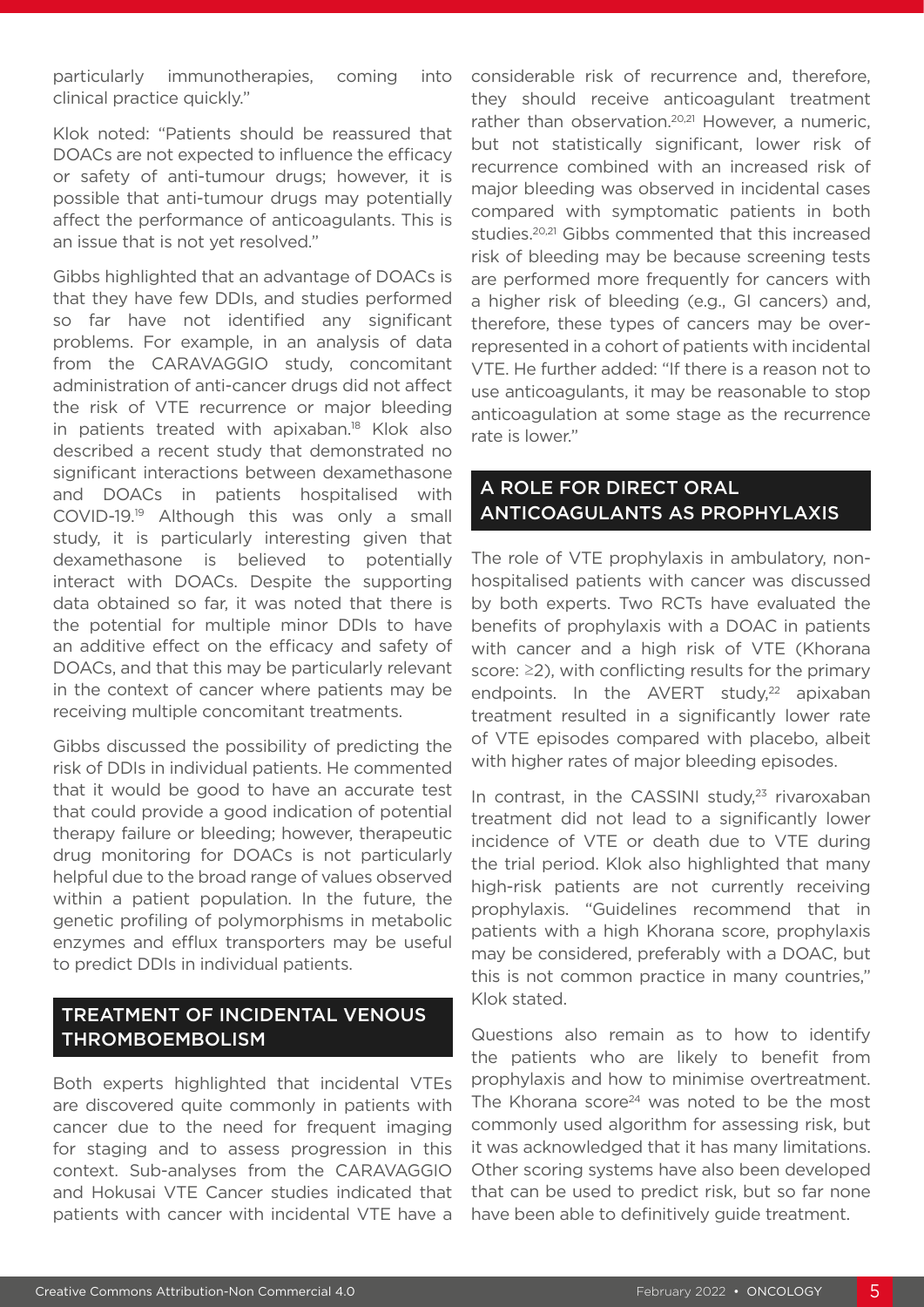particularly immunotherapies, coming into clinical practice quickly."

Klok noted: "Patients should be reassured that DOACs are not expected to influence the efficacy or safety of anti-tumour drugs; however, it is possible that anti-tumour drugs may potentially affect the performance of anticoagulants. This is an issue that is not yet resolved."

Gibbs highlighted that an advantage of DOACs is that they have few DDIs, and studies performed so far have not identified any significant problems. For example, in an analysis of data from the CARAVAGGIO study, concomitant administration of anti-cancer drugs did not affect the risk of VTE recurrence or major bleeding in patients treated with apixaban.[18] Klok also described a recent study that demonstrated no significant interactions between dexamethasone and DOACs in patients hospitalised with COVID-19.[19] Although this was only a small study, it is particularly interesting given that dexamethasone is believed to potentially interact with DOACs. Despite the supporting data obtained so far, it was noted that there is the potential for multiple minor DDIs to have an additive effect on the efficacy and safety of DOACs, and that this may be particularly relevant in the context of cancer where patients may be receiving multiple concomitant treatments.

Gibbs discussed the possibility of predicting the risk of DDIs in individual patients. He commented that it would be good to have an accurate test that could provide a good indication of potential therapy failure or bleeding; however, therapeutic drug monitoring for DOACs is not particularly helpful due to the broad range of values observed within a patient population. In the future, the genetic profiling of polymorphisms in metabolic enzymes and efflux transporters may be useful to predict DDIs in individual patients.

## TREATMENT OF INCIDENTAL VENOUS THROMBOEMBOLISM

Both experts highlighted that incidental VTEs are discovered quite commonly in patients with cancer due to the need for frequent imaging for staging and to assess progression in this context. Sub-analyses from the CARAVAGGIO and Hokusai VTE Cancer studies indicated that patients with cancer with incidental VTE have a considerable risk of recurrence and, therefore, they should receive anticoagulant treatment rather than observation.[20,21] However, a numeric, but not statistically significant, lower risk of recurrence combined with an increased risk of major bleeding was observed in incidental cases compared with symptomatic patients in both studies.[20,21] Gibbs commented that this increased risk of bleeding may be because screening tests are performed more frequently for cancers with a higher risk of bleeding (e.g., GI cancers) and, therefore, these types of cancers may be over-represented in a cohort of patients with incidental VTE. He further added: "If there is a reason not to use anticoagulants, it may be reasonable to stop anticoagulation at some stage as the recurrence rate is lower."

## A ROLE FOR DIRECT ORAL ANTICOAGULANTS AS PROPHYLAXIS

The role of VTE prophylaxis in ambulatory, non-hospitalised patients with cancer was discussed by both experts. Two RCTs have evaluated the benefits of prophylaxis with a DOAC in patients with cancer and a high risk of VTE (Khorana score: ≥2), with conflicting results for the primary endpoints. In the AVERT study,[22] apixaban treatment resulted in a significantly lower rate of VTE episodes compared with placebo, albeit with higher rates of major bleeding episodes.

In contrast, in the CASSINI study,[23] rivaroxaban treatment did not lead to a significantly lower incidence of VTE or death due to VTE during the trial period. Klok also highlighted that many high-risk patients are not currently receiving prophylaxis. "Guidelines recommend that in patients with a high Khorana score, prophylaxis may be considered, preferably with a DOAC, but this is not common practice in many countries," Klok stated.

Questions also remain as to how to identify the patients who are likely to benefit from prophylaxis and how to minimise overtreatment. The Khorana score[24] was noted to be the most commonly used algorithm for assessing risk, but it was acknowledged that it has many limitations. Other scoring systems have also been developed that can be used to predict risk, but so far none have been able to definitively guide treatment.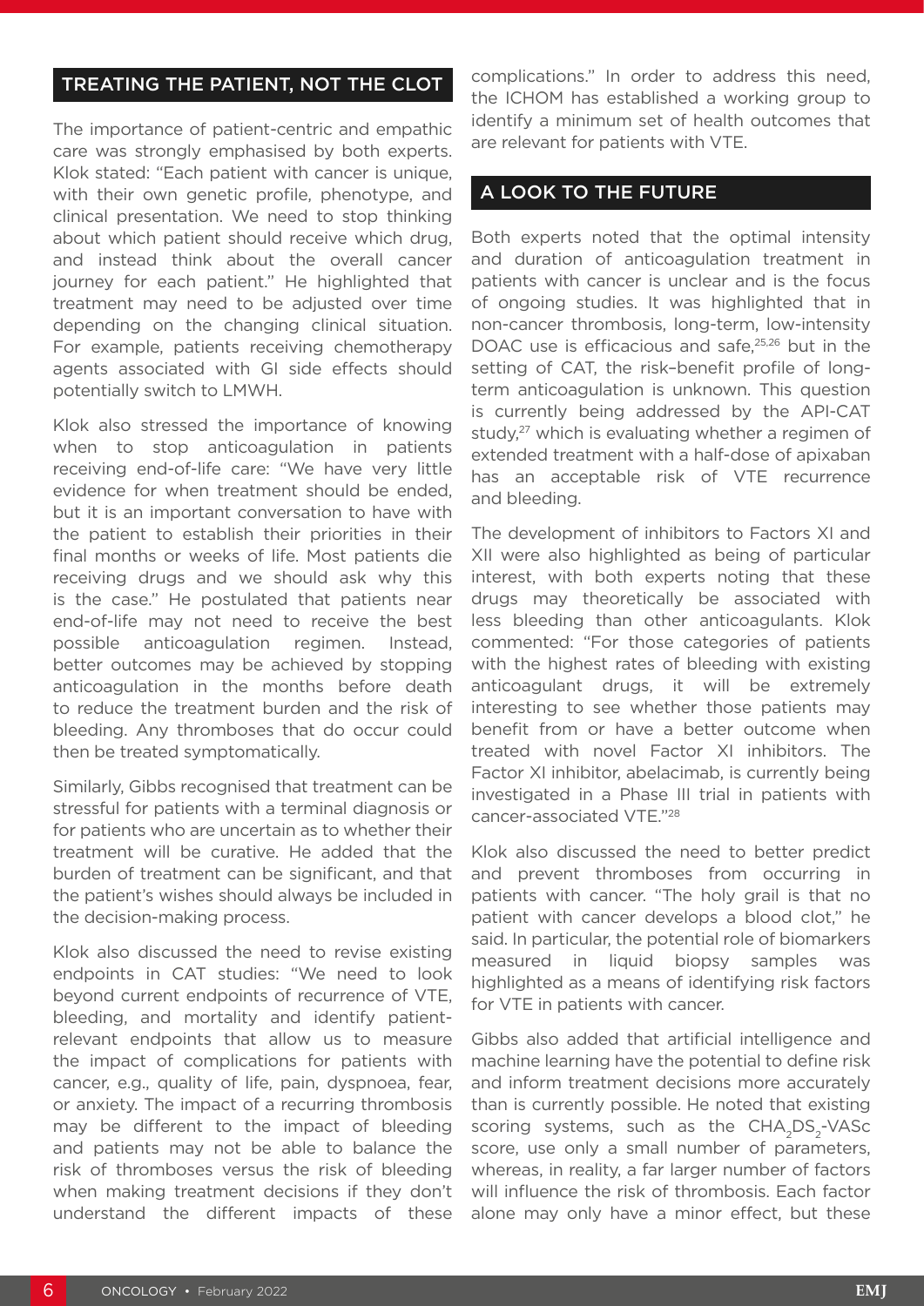## TREATING THE PATIENT, NOT THE CLOT

The importance of patient-centric and empathic care was strongly emphasised by both experts. Klok stated: "Each patient with cancer is unique, with their own genetic profile, phenotype, and clinical presentation. We need to stop thinking about which patient should receive which drug, and instead think about the overall cancer journey for each patient." He highlighted that treatment may need to be adjusted over time depending on the changing clinical situation. For example, patients receiving chemotherapy agents associated with GI side effects should potentially switch to LMWH.

Klok also stressed the importance of knowing when to stop anticoagulation in patients receiving end-of-life care: "We have very little evidence for when treatment should be ended, but it is an important conversation to have with the patient to establish their priorities in their final months or weeks of life. Most patients die receiving drugs and we should ask why this is the case." He postulated that patients near end-of-life may not need to receive the best possible anticoagulation regimen. Instead, better outcomes may be achieved by stopping anticoagulation in the months before death to reduce the treatment burden and the risk of bleeding. Any thromboses that do occur could then be treated symptomatically.

Similarly, Gibbs recognised that treatment can be stressful for patients with a terminal diagnosis or for patients who are uncertain as to whether their treatment will be curative. He added that the burden of treatment can be significant, and that the patient's wishes should always be included in the decision-making process.

Klok also discussed the need to revise existing endpoints in CAT studies: "We need to look beyond current endpoints of recurrence of VTE, bleeding, and mortality and identify patient-relevant endpoints that allow us to measure the impact of complications for patients with cancer, e.g., quality of life, pain, dyspnoea, fear, or anxiety. The impact of a recurring thrombosis may be different to the impact of bleeding and patients may not be able to balance the risk of thromboses versus the risk of bleeding when making treatment decisions if they don't understand the different impacts of these complications." In order to address this need, the ICHOM has established a working group to identify a minimum set of health outcomes that are relevant for patients with VTE.

## A LOOK TO THE FUTURE

Both experts noted that the optimal intensity and duration of anticoagulation treatment in patients with cancer is unclear and is the focus of ongoing studies. It was highlighted that in non-cancer thrombosis, long-term, low-intensity DOAC use is efficacious and safe,[25,26] but in the setting of CAT, the risk–benefit profile of long-term anticoagulation is unknown. This question is currently being addressed by the API-CAT study,[27] which is evaluating whether a regimen of extended treatment with a half-dose of apixaban has an acceptable risk of VTE recurrence and bleeding.

The development of inhibitors to Factors XI and XII were also highlighted as being of particular interest, with both experts noting that these drugs may theoretically be associated with less bleeding than other anticoagulants. Klok commented: "For those categories of patients with the highest rates of bleeding with existing anticoagulant drugs, it will be extremely interesting to see whether those patients may benefit from or have a better outcome when treated with novel Factor XI inhibitors. The Factor XI inhibitor, abelacimab, is currently being investigated in a Phase III trial in patients with cancer-associated VTE."[28]

Klok also discussed the need to better predict and prevent thromboses from occurring in patients with cancer. "The holy grail is that no patient with cancer develops a blood clot," he said. In particular, the potential role of biomarkers measured in liquid biopsy samples was highlighted as a means of identifying risk factors for VTE in patients with cancer.

Gibbs also added that artificial intelligence and machine learning have the potential to define risk and inform treatment decisions more accurately than is currently possible. He noted that existing scoring systems, such as the $CHA_2DS_2$-VASc score, use only a small number of parameters, whereas, in reality, a far larger number of factors will influence the risk of thrombosis. Each factor alone may only have a minor effect, but these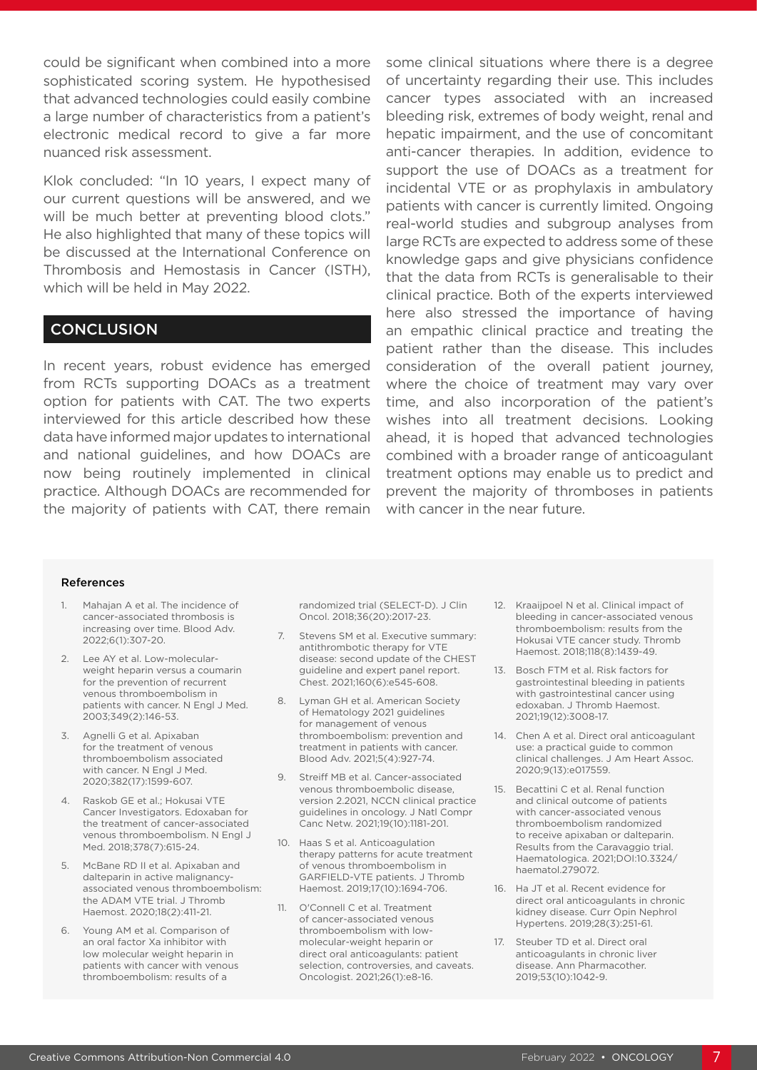could be significant when combined into a more sophisticated scoring system. He hypothesised that advanced technologies could easily combine a large number of characteristics from a patient's electronic medical record to give a far more nuanced risk assessment.

Klok concluded: "In 10 years, I expect many of our current questions will be answered, and we will be much better at preventing blood clots." He also highlighted that many of these topics will be discussed at the International Conference on Thrombosis and Hemostasis in Cancer (ISTH), which will be held in May 2022.

## CONCLUSION

In recent years, robust evidence has emerged from RCTs supporting DOACs as a treatment option for patients with CAT. The two experts interviewed for this article described how these data have informed major updates to international and national guidelines, and how DOACs are now being routinely implemented in clinical practice. Although DOACs are recommended for the majority of patients with CAT, there remain some clinical situations where there is a degree of uncertainty regarding their use. This includes cancer types associated with an increased bleeding risk, extremes of body weight, renal and hepatic impairment, and the use of concomitant anti-cancer therapies. In addition, evidence to support the use of DOACs as a treatment for incidental VTE or as prophylaxis in ambulatory patients with cancer is currently limited. Ongoing real-world studies and subgroup analyses from large RCTs are expected to address some of these knowledge gaps and give physicians confidence that the data from RCTs is generalisable to their clinical practice. Both of the experts interviewed here also stressed the importance of having an empathic clinical practice and treating the patient rather than the disease. This includes consideration of the overall patient journey, where the choice of treatment may vary over time, and also incorporation of the patient's wishes into all treatment decisions. Looking ahead, it is hoped that advanced technologies combined with a broader range of anticoagulant treatment options may enable us to predict and prevent the majority of thromboses in patients with cancer in the near future.

### References

1. Mahajan A et al. The incidence of cancer-associated thrombosis is increasing over time. Blood Adv. 2022;6(1):307-20.
2. Lee AY et al. Low-molecular-weight heparin versus a coumarin for the prevention of recurrent venous thromboembolism in patients with cancer. N Engl J Med. 2003;349(2):146-53.
3. Agnelli G et al. Apixaban for the treatment of venous thromboembolism associated with cancer. N Engl J Med. 2020;382(17):1599-607.
4. Raskob GE et al.; Hokusai VTE Cancer Investigators. Edoxaban for the treatment of cancer-associated venous thromboembolism. N Engl J Med. 2018;378(7):615-24.
5. McBane RD II et al. Apixaban and dalteparin in active malignancy-associated venous thromboembolism: the ADAM VTE trial. J Thromb Haemost. 2020;18(2):411-21.
6. Young AM et al. Comparison of an oral factor Xa inhibitor with low molecular weight heparin in patients with cancer with venous thromboembolism: results of a randomized trial (SELECT-D). J Clin Oncol. 2018;36(20):2017-23.
7. Stevens SM et al. Executive summary: antithrombotic therapy for VTE disease: second update of the CHEST guideline and expert panel report. Chest. 2021;160(6):e545-608.
8. Lyman GH et al. American Society of Hematology 2021 guidelines for management of venous thromboembolism: prevention and treatment in patients with cancer. Blood Adv. 2021;5(4):927-74.
9. Streiff MB et al. Cancer-associated venous thromboembolic disease, version 2.2021, NCCN clinical practice guidelines in oncology. J Natl Compr Canc Netw. 2021;19(10):1181-201.
10. Haas S et al. Anticoagulation therapy patterns for acute treatment of venous thromboembolism in GARFIELD-VTE patients. J Thromb Haemost. 2019;17(10):1694-706.
11. O'Connell C et al. Treatment of cancer-associated venous thromboembolism with low-molecular-weight heparin or direct oral anticoagulants: patient selection, controversies, and caveats. Oncologist. 2021;26(1):e8-16.
12. Kraaijpoel N et al. Clinical impact of bleeding in cancer-associated venous thromboembolism: results from the Hokusai VTE cancer study. Thromb Haemost. 2018;118(8):1439-49.
13. Bosch FTM et al. Risk factors for gastrointestinal bleeding in patients with gastrointestinal cancer using edoxaban. J Thromb Haemost. 2021;19(12):3008-17.
14. Chen A et al. Direct oral anticoagulant use: a practical guide to common clinical challenges. J Am Heart Assoc. 2020;9(13):e017559.
15. Becattini C et al. Renal function and clinical outcome of patients with cancer-associated venous thromboembolism randomized to receive apixaban or dalteparin. Results from the Caravaggio trial. Haematologica. 2021;DOI:10.3324/haematol.279072.
16. Ha JT et al. Recent evidence for direct oral anticoagulants in chronic kidney disease. Curr Opin Nephrol Hypertens. 2019;28(3):251-61.
17. Steuber TD et al. Direct oral anticoagulants in chronic liver disease. Ann Pharmacother. 2019;53(10):1042-9.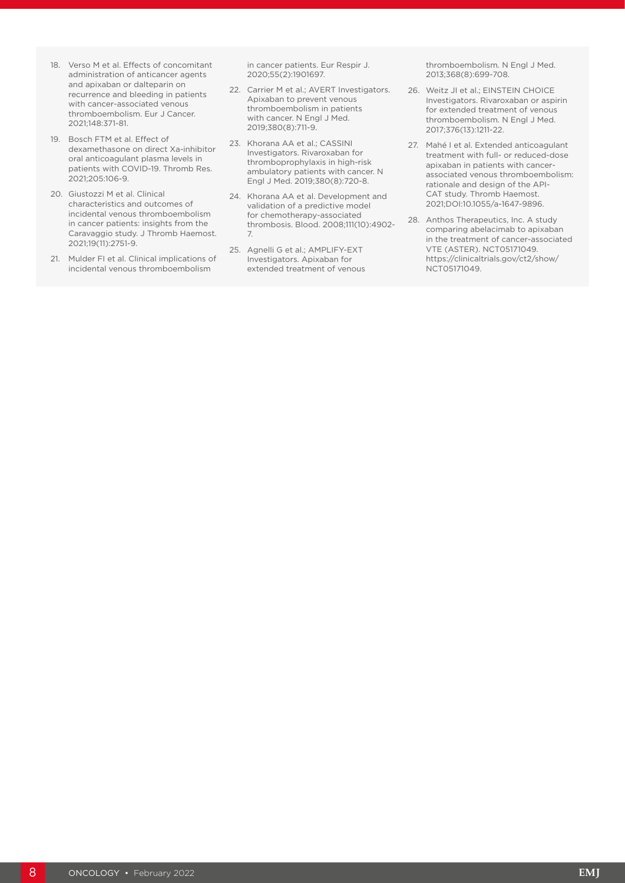18. Verso M et al. Effects of concomitant administration of anticancer agents and apixaban or dalteparin on recurrence and bleeding in patients with cancer-associated venous thromboembolism. Eur J Cancer. 2021;148:371-81.
19. Bosch FTM et al. Effect of dexamethasone on direct Xa-inhibitor oral anticoagulant plasma levels in patients with COVID-19. Thromb Res. 2021;205:106-9.
20. Giustozzi M et al. Clinical characteristics and outcomes of incidental venous thromboembolism in cancer patients: insights from the Caravaggio study. J Thromb Haemost. 2021;19(11):2751-9.
21. Mulder FI et al. Clinical implications of incidental venous thromboembolism in cancer patients. Eur Respir J. 2020;55(2):1901697.
22. Carrier M et al.; AVERT Investigators. Apixaban to prevent venous thromboembolism in patients with cancer. N Engl J Med. 2019;380(8):711-9.
23. Khorana AA et al.; CASSINI Investigators. Rivaroxaban for thromboprophylaxis in high-risk ambulatory patients with cancer. N Engl J Med. 2019;380(8):720-8.
24. Khorana AA et al. Development and validation of a predictive model for chemotherapy-associated thrombosis. Blood. 2008;111(10):4902-7.
25. Agnelli G et al.; AMPLIFY-EXT Investigators. Apixaban for extended treatment of venous thromboembolism. N Engl J Med. 2013;368(8):699-708.
26. Weitz JI et al.; EINSTEIN CHOICE Investigators. Rivaroxaban or aspirin for extended treatment of venous thromboembolism. N Engl J Med. 2017;376(13):1211-22.
27. Mahé I et al. Extended anticoagulant treatment with full- or reduced-dose apixaban in patients with cancer-associated venous thromboembolism: rationale and design of the API-CAT study. Thromb Haemost. 2021;DOI:10.1055/a-1647-9896.
28. Anthos Therapeutics, Inc. A study comparing abelacimab to apixaban in the treatment of cancer-associated VTE (ASTER). NCT05171049. https://clinicaltrials.gov/ct2/show/NCT05171049.